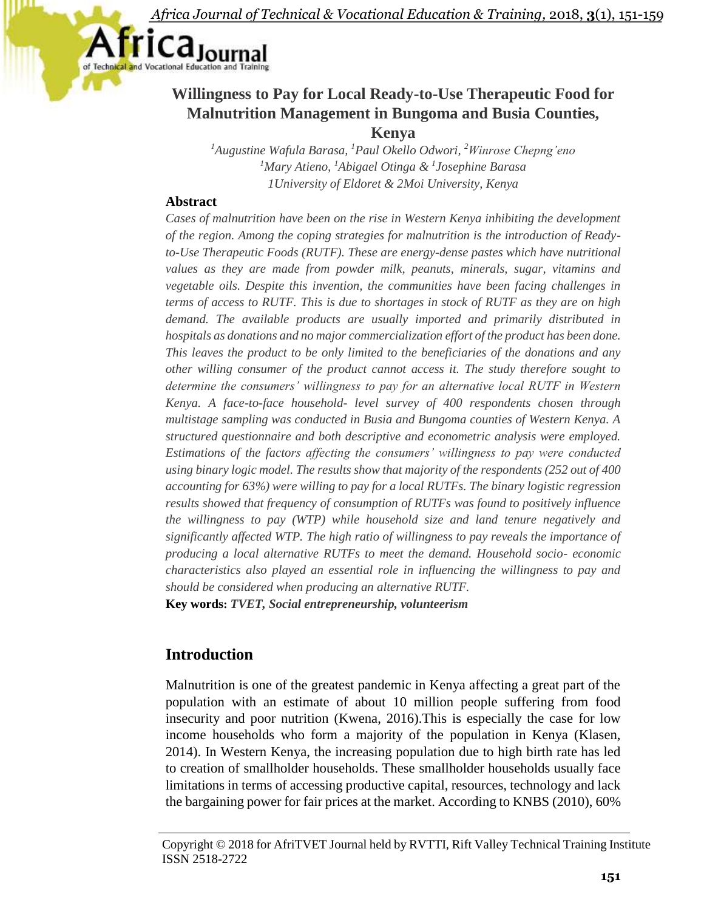# Willingness to Pay for Local Ready-to-Use Therapeutic Food for Malnutrition Management in Bungoma and Busia Counties, Kenya

*[1]Augustine Wafula Barasa, [1]Paul Okello Odwori, [2]Winrose Chepng'eno*
*[1]Mary Atieno, [1]Abigael Otinga & [1]Josephine Barasa*
*1University of Eldoret & 2Moi University, Kenya*

### Abstract

*Cases of malnutrition have been on the rise in Western Kenya inhibiting the development of the region. Among the coping strategies for malnutrition is the introduction of Ready-to-Use Therapeutic Foods (RUTF). These are energy-dense pastes which have nutritional values as they are made from powder milk, peanuts, minerals, sugar, vitamins and vegetable oils. Despite this invention, the communities have been facing challenges in terms of access to RUTF. This is due to shortages in stock of RUTF as they are on high demand. The available products are usually imported and primarily distributed in hospitals as donations and no major commercialization effort of the product has been done. This leaves the product to be only limited to the beneficiaries of the donations and any other willing consumer of the product cannot access it. The study therefore sought to determine the consumers' willingness to pay for an alternative local RUTF in Western Kenya. A face-to-face household- level survey of 400 respondents chosen through multistage sampling was conducted in Busia and Bungoma counties of Western Kenya. A structured questionnaire and both descriptive and econometric analysis were employed. Estimations of the factors affecting the consumers' willingness to pay were conducted using binary logic model. The results show that majority of the respondents (252 out of 400 accounting for 63%) were willing to pay for a local RUTFs. The binary logistic regression results showed that frequency of consumption of RUTFs was found to positively influence the willingness to pay (WTP) while household size and land tenure negatively and significantly affected WTP. The high ratio of willingness to pay reveals the importance of producing a local alternative RUTFs to meet the demand. Household socio- economic characteristics also played an essential role in influencing the willingness to pay and should be considered when producing an alternative RUTF.*

**Key words:** ***TVET, Social entrepreneurship, volunteerism***

## Introduction

Malnutrition is one of the greatest pandemic in Kenya affecting a great part of the population with an estimate of about 10 million people suffering from food insecurity and poor nutrition (Kwena, 2016).This is especially the case for low income households who form a majority of the population in Kenya (Klasen, 2014). In Western Kenya, the increasing population due to high birth rate has led to creation of smallholder households. These smallholder households usually face limitations in terms of accessing productive capital, resources, technology and lack the bargaining power for fair prices at the market. According to KNBS (2010), 60%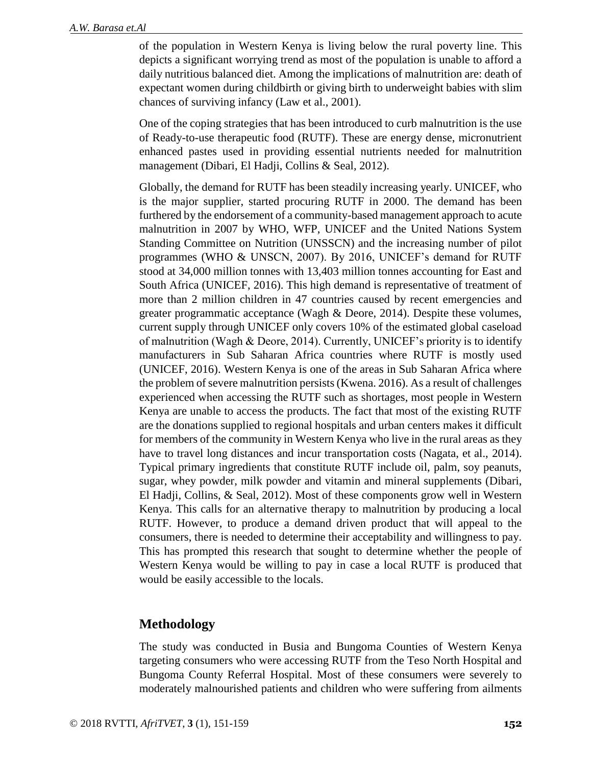of the population in Western Kenya is living below the rural poverty line. This depicts a significant worrying trend as most of the population is unable to afford a daily nutritious balanced diet. Among the implications of malnutrition are: death of expectant women during childbirth or giving birth to underweight babies with slim chances of surviving infancy (Law et al., 2001).

One of the coping strategies that has been introduced to curb malnutrition is the use of Ready-to-use therapeutic food (RUTF). These are energy dense, micronutrient enhanced pastes used in providing essential nutrients needed for malnutrition management (Dibari, El Hadji, Collins & Seal, 2012).

Globally, the demand for RUTF has been steadily increasing yearly. UNICEF, who is the major supplier, started procuring RUTF in 2000. The demand has been furthered by the endorsement of a community-based management approach to acute malnutrition in 2007 by WHO, WFP, UNICEF and the United Nations System Standing Committee on Nutrition (UNSSCN) and the increasing number of pilot programmes (WHO & UNSCN, 2007). By 2016, UNICEF's demand for RUTF stood at 34,000 million tonnes with 13,403 million tonnes accounting for East and South Africa (UNICEF, 2016). This high demand is representative of treatment of more than 2 million children in 47 countries caused by recent emergencies and greater programmatic acceptance (Wagh & Deore, 2014). Despite these volumes, current supply through UNICEF only covers 10% of the estimated global caseload of malnutrition (Wagh & Deore, 2014). Currently, UNICEF's priority is to identify manufacturers in Sub Saharan Africa countries where RUTF is mostly used (UNICEF, 2016). Western Kenya is one of the areas in Sub Saharan Africa where the problem of severe malnutrition persists (Kwena. 2016). As a result of challenges experienced when accessing the RUTF such as shortages, most people in Western Kenya are unable to access the products. The fact that most of the existing RUTF are the donations supplied to regional hospitals and urban centers makes it difficult for members of the community in Western Kenya who live in the rural areas as they have to travel long distances and incur transportation costs (Nagata, et al., 2014). Typical primary ingredients that constitute RUTF include oil, palm, soy peanuts, sugar, whey powder, milk powder and vitamin and mineral supplements (Dibari, El Hadji, Collins, & Seal, 2012). Most of these components grow well in Western Kenya. This calls for an alternative therapy to malnutrition by producing a local RUTF. However, to produce a demand driven product that will appeal to the consumers, there is needed to determine their acceptability and willingness to pay. This has prompted this research that sought to determine whether the people of Western Kenya would be willing to pay in case a local RUTF is produced that would be easily accessible to the locals.

## Methodology

The study was conducted in Busia and Bungoma Counties of Western Kenya targeting consumers who were accessing RUTF from the Teso North Hospital and Bungoma County Referral Hospital. Most of these consumers were severely to moderately malnourished patients and children who were suffering from ailments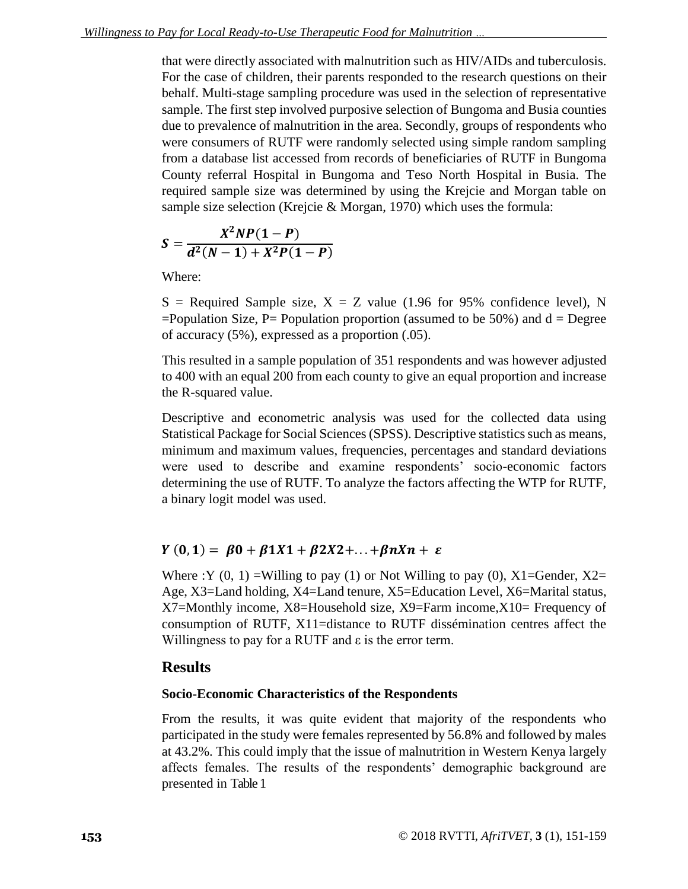that were directly associated with malnutrition such as HIV/AIDs and tuberculosis. For the case of children, their parents responded to the research questions on their behalf. Multi-stage sampling procedure was used in the selection of representative sample. The first step involved purposive selection of Bungoma and Busia counties due to prevalence of malnutrition in the area. Secondly, groups of respondents who were consumers of RUTF were randomly selected using simple random sampling from a database list accessed from records of beneficiaries of RUTF in Bungoma County referral Hospital in Bungoma and Teso North Hospital in Busia. The required sample size was determined by using the Krejcie and Morgan table on sample size selection (Krejcie & Morgan, 1970) which uses the formula:

$$S = \frac{X^2 NP(1-P)}{d^2(N-1) + X^2 P(1-P)}$$

Where:

S = Required Sample size, X = Z value (1.96 for 95% confidence level), N =Population Size, P= Population proportion (assumed to be 50%) and d = Degree of accuracy (5%), expressed as a proportion (.05).

This resulted in a sample population of 351 respondents and was however adjusted to 400 with an equal 200 from each county to give an equal proportion and increase the R-squared value.

Descriptive and econometric analysis was used for the collected data using Statistical Package for Social Sciences (SPSS). Descriptive statistics such as means, minimum and maximum values, frequencies, percentages and standard deviations were used to describe and examine respondents' socio-economic factors determining the use of RUTF. To analyze the factors affecting the WTP for RUTF, a binary logit model was used.

$$Y\,(0,1) = \beta 0 + \beta 1X1 + \beta 2X2 + \ldots + \beta nXn + \varepsilon$$

Where :Y (0, 1) =Willing to pay (1) or Not Willing to pay (0), X1=Gender, X2= Age, X3=Land holding, X4=Land tenure, X5=Education Level, X6=Marital status, X7=Monthly income, X8=Household size, X9=Farm income,X10= Frequency of consumption of RUTF, X11=distance to RUTF dissémination centres affect the Willingness to pay for a RUTF and ε is the error term.

## Results

### Socio-Economic Characteristics of the Respondents

From the results, it was quite evident that majority of the respondents who participated in the study were females represented by 56.8% and followed by males at 43.2%. This could imply that the issue of malnutrition in Western Kenya largely affects females. The results of the respondents' demographic background are presented in Table 1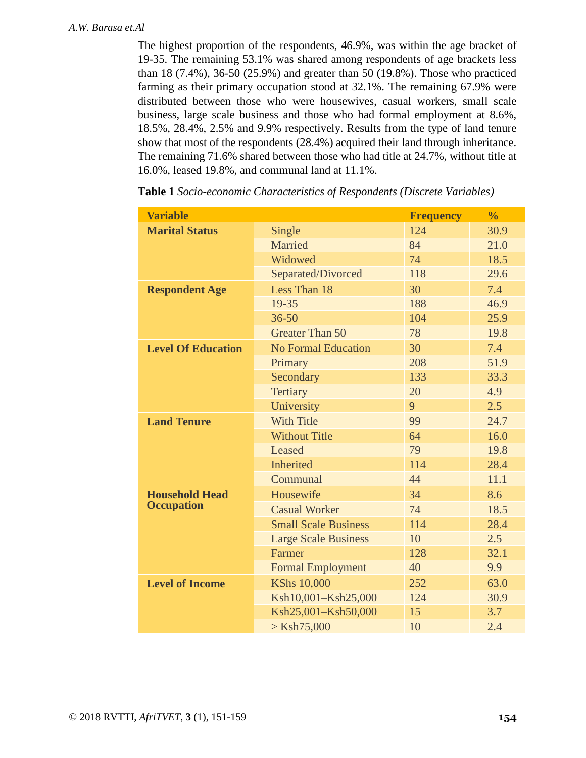The highest proportion of the respondents, 46.9%, was within the age bracket of 19-35. The remaining 53.1% was shared among respondents of age brackets less than 18 (7.4%), 36-50 (25.9%) and greater than 50 (19.8%). Those who practiced farming as their primary occupation stood at 32.1%. The remaining 67.9% were distributed between those who were housewives, casual workers, small scale business, large scale business and those who had formal employment at 8.6%, 18.5%, 28.4%, 2.5% and 9.9% respectively. Results from the type of land tenure show that most of the respondents (28.4%) acquired their land through inheritance. The remaining 71.6% shared between those who had title at 24.7%, without title at 16.0%, leased 19.8%, and communal land at 11.1%.

**Table 1** *Socio-economic Characteristics of Respondents (Discrete Variables)*

| Variable | | Frequency | % |
|---|---|---|---|
| **Marital Status** | Single | 124 | 30.9 |
| | Married | 84 | 21.0 |
| | Widowed | 74 | 18.5 |
| | Separated/Divorced | 118 | 29.6 |
| **Respondent Age** | Less Than 18 | 30 | 7.4 |
| | 19-35 | 188 | 46.9 |
| | 36-50 | 104 | 25.9 |
| | Greater Than 50 | 78 | 19.8 |
| **Level Of Education** | No Formal Education | 30 | 7.4 |
| | Primary | 208 | 51.9 |
| | Secondary | 133 | 33.3 |
| | Tertiary | 20 | 4.9 |
| | University | 9 | 2.5 |
| **Land Tenure** | With Title | 99 | 24.7 |
| | Without Title | 64 | 16.0 |
| | Leased | 79 | 19.8 |
| | Inherited | 114 | 28.4 |
| | Communal | 44 | 11.1 |
| **Household Head Occupation** | Housewife | 34 | 8.6 |
| | Casual Worker | 74 | 18.5 |
| | Small Scale Business | 114 | 28.4 |
| | Large Scale Business | 10 | 2.5 |
| | Farmer | 128 | 32.1 |
| | Formal Employment | 40 | 9.9 |
| **Level of Income** | KShs 10,000 | 252 | 63.0 |
| | Ksh10,001–Ksh25,000 | 124 | 30.9 |
| | Ksh25,001–Ksh50,000 | 15 | 3.7 |
| | > Ksh75,000 | 10 | 2.4 |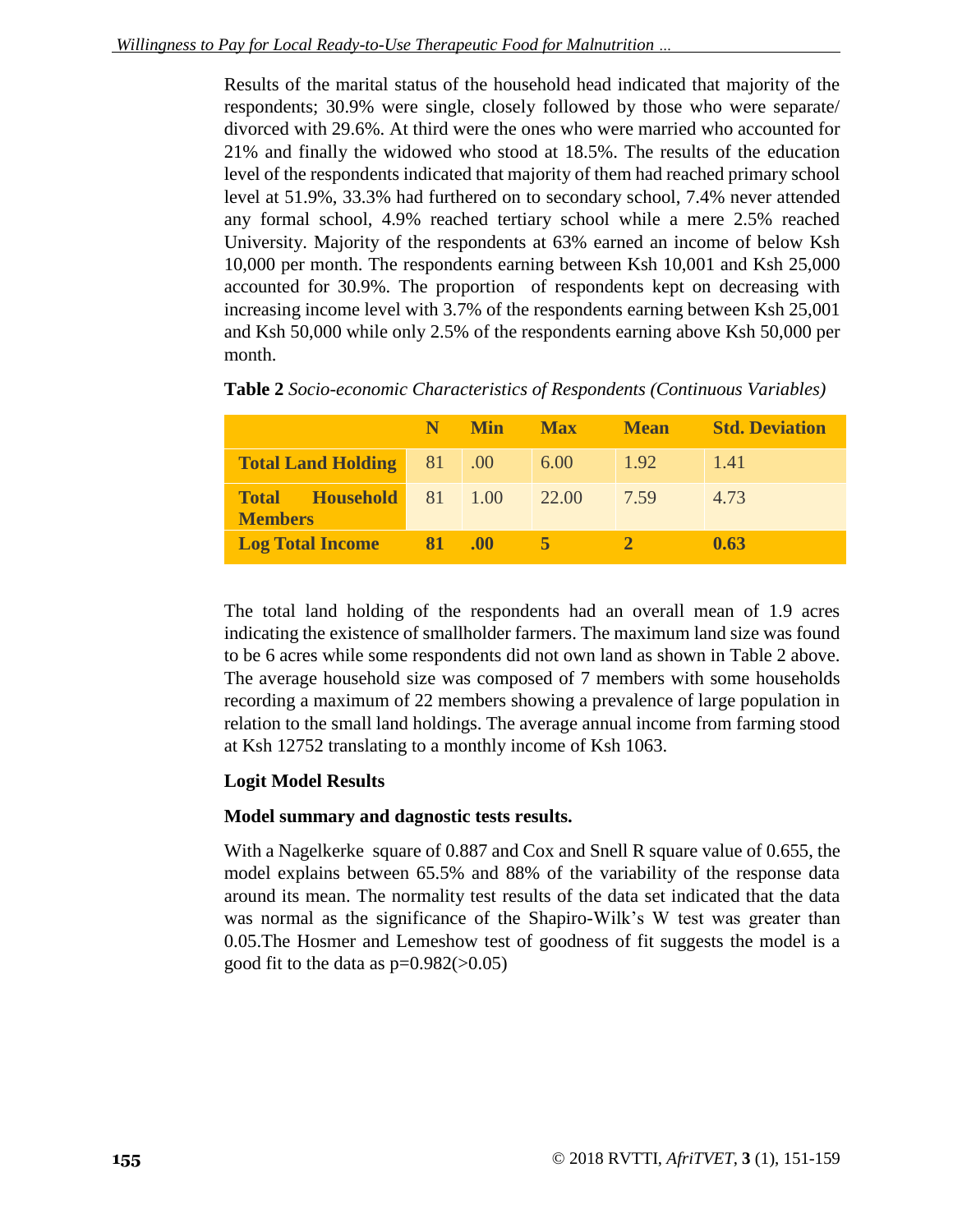Results of the marital status of the household head indicated that majority of the respondents; 30.9% were single, closely followed by those who were separate/ divorced with 29.6%. At third were the ones who were married who accounted for 21% and finally the widowed who stood at 18.5%. The results of the education level of the respondents indicated that majority of them had reached primary school level at 51.9%, 33.3% had furthered on to secondary school, 7.4% never attended any formal school, 4.9% reached tertiary school while a mere 2.5% reached University. Majority of the respondents at 63% earned an income of below Ksh 10,000 per month. The respondents earning between Ksh 10,001 and Ksh 25,000 accounted for 30.9%. The proportion of respondents kept on decreasing with increasing income level with 3.7% of the respondents earning between Ksh 25,001 and Ksh 50,000 while only 2.5% of the respondents earning above Ksh 50,000 per month.

**Table 2** *Socio-economic Characteristics of Respondents (Continuous Variables)*

| | N | Min | Max | Mean | Std. Deviation |
|---|---|---|---|---|---|
| **Total Land Holding** | 81 | .00 | 6.00 | 1.92 | 1.41 |
| **Total Household Members** | 81 | 1.00 | 22.00 | 7.59 | 4.73 |
| **Log Total Income** | **81** | **.00** | **5** | **2** | **0.63** |

The total land holding of the respondents had an overall mean of 1.9 acres indicating the existence of smallholder farmers. The maximum land size was found to be 6 acres while some respondents did not own land as shown in Table 2 above. The average household size was composed of 7 members with some households recording a maximum of 22 members showing a prevalence of large population in relation to the small land holdings. The average annual income from farming stood at Ksh 12752 translating to a monthly income of Ksh 1063.

**Logit Model Results**

**Model summary and dagnostic tests results.**

With a Nagelkerke square of 0.887 and Cox and Snell R square value of 0.655, the model explains between 65.5% and 88% of the variability of the response data around its mean. The normality test results of the data set indicated that the data was normal as the significance of the Shapiro-Wilk's W test was greater than 0.05.The Hosmer and Lemeshow test of goodness of fit suggests the model is a good fit to the data as $p=0.982(>0.05)$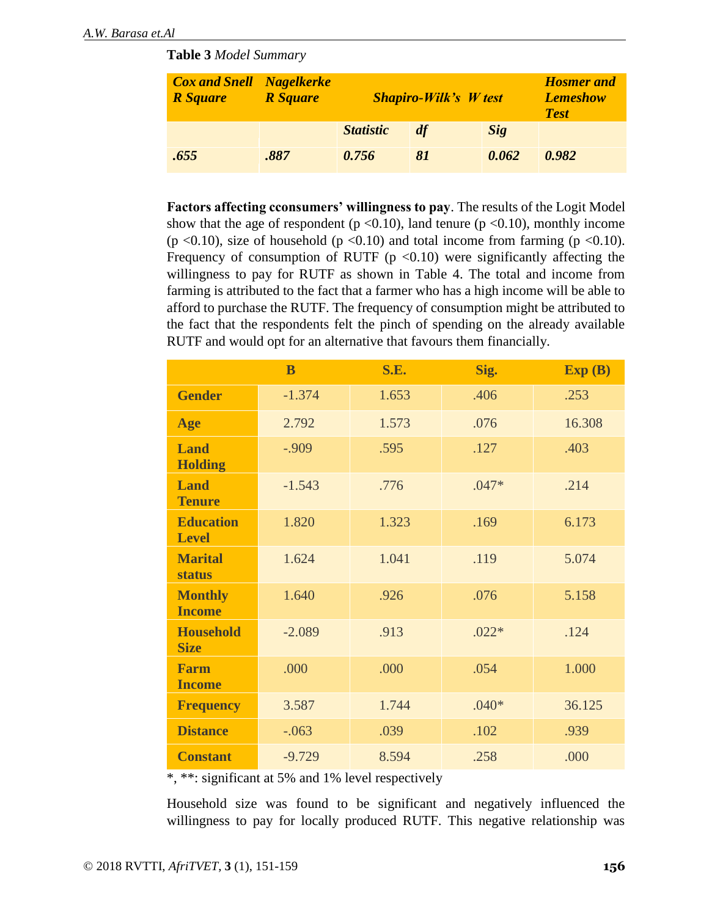**Table 3** *Model Summary*

| *Cox and Snell R Square* | *Nagelkerke R Square* | *Shapiro-Wilk's W test* | | | *Hosmer and Lemeshow Test* |
|---|---|---|---|---|---|
| | | *Statistic* | *df* | *Sig* | |
| *.655* | *.887* | *0.756* | *81* | *0.062* | *0.982* |

**Factors affecting cconsumers' willingness to pay**. The results of the Logit Model show that the age of respondent ($p < 0.10$), land tenure ($p < 0.10$), monthly income ($p < 0.10$), size of household ($p < 0.10$) and total income from farming ($p < 0.10$). Frequency of consumption of RUTF ($p < 0.10$) were significantly affecting the willingness to pay for RUTF as shown in Table 4. The total and income from farming is attributed to the fact that a farmer who has a high income will be able to afford to purchase the RUTF. The frequency of consumption might be attributed to the fact that the respondents felt the pinch of spending on the already available RUTF and would opt for an alternative that favours them financially.

| | B | S.E. | Sig. | Exp (B) |
|---|---|---|---|---|
| **Gender** | -1.374 | 1.653 | .406 | .253 |
| **Age** | 2.792 | 1.573 | .076 | 16.308 |
| **Land Holding** | -.909 | .595 | .127 | .403 |
| **Land Tenure** | -1.543 | .776 | .047* | .214 |
| **Education Level** | 1.820 | 1.323 | .169 | 6.173 |
| **Marital status** | 1.624 | 1.041 | .119 | 5.074 |
| **Monthly Income** | 1.640 | .926 | .076 | 5.158 |
| **Household Size** | -2.089 | .913 | .022* | .124 |
| **Farm Income** | .000 | .000 | .054 | 1.000 |
| **Frequency** | 3.587 | 1.744 | .040* | 36.125 |
| **Distance** | -.063 | .039 | .102 | .939 |
| **Constant** | -9.729 | 8.594 | .258 | .000 |

*, **: significant at 5% and 1% level respectively

Household size was found to be significant and negatively influenced the willingness to pay for locally produced RUTF. This negative relationship was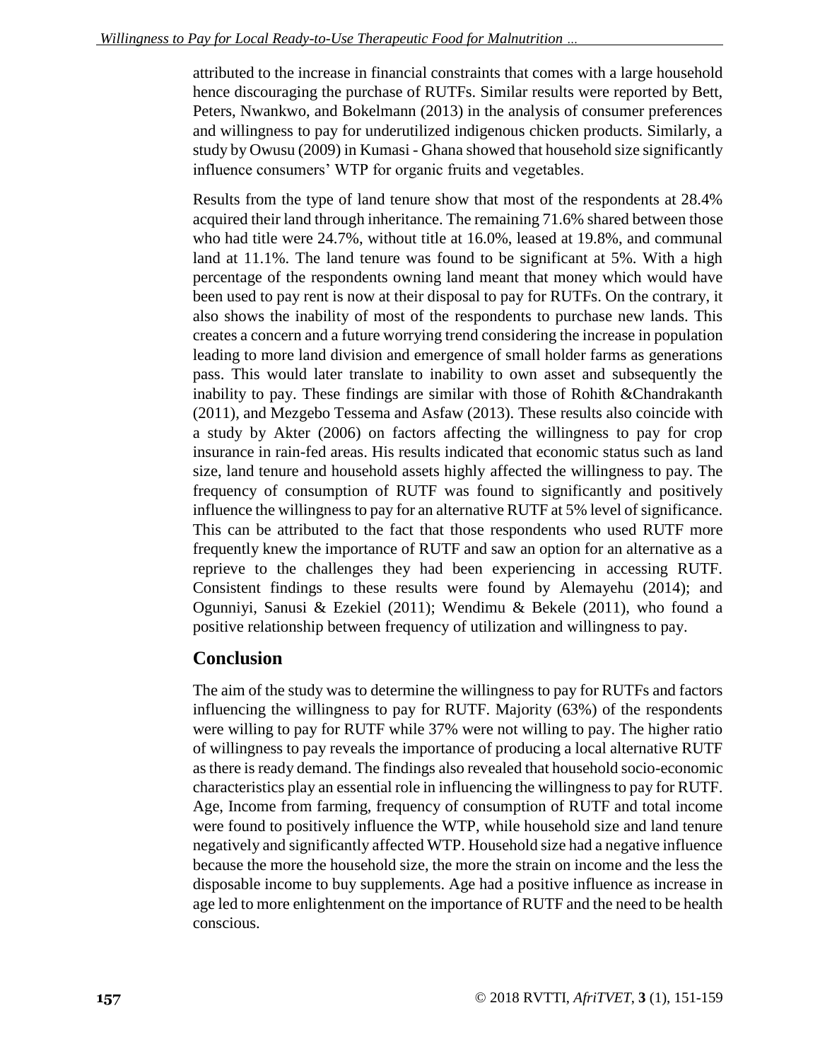attributed to the increase in financial constraints that comes with a large household hence discouraging the purchase of RUTFs. Similar results were reported by Bett, Peters, Nwankwo, and Bokelmann (2013) in the analysis of consumer preferences and willingness to pay for underutilized indigenous chicken products. Similarly, a study by Owusu (2009) in Kumasi - Ghana showed that household size significantly influence consumers' WTP for organic fruits and vegetables.

Results from the type of land tenure show that most of the respondents at 28.4% acquired their land through inheritance. The remaining 71.6% shared between those who had title were 24.7%, without title at 16.0%, leased at 19.8%, and communal land at 11.1%. The land tenure was found to be significant at 5%. With a high percentage of the respondents owning land meant that money which would have been used to pay rent is now at their disposal to pay for RUTFs. On the contrary, it also shows the inability of most of the respondents to purchase new lands. This creates a concern and a future worrying trend considering the increase in population leading to more land division and emergence of small holder farms as generations pass. This would later translate to inability to own asset and subsequently the inability to pay. These findings are similar with those of Rohith &Chandrakanth (2011), and Mezgebo Tessema and Asfaw (2013). These results also coincide with a study by Akter (2006) on factors affecting the willingness to pay for crop insurance in rain-fed areas. His results indicated that economic status such as land size, land tenure and household assets highly affected the willingness to pay. The frequency of consumption of RUTF was found to significantly and positively influence the willingness to pay for an alternative RUTF at 5% level of significance. This can be attributed to the fact that those respondents who used RUTF more frequently knew the importance of RUTF and saw an option for an alternative as a reprieve to the challenges they had been experiencing in accessing RUTF. Consistent findings to these results were found by Alemayehu (2014); and Ogunniyi, Sanusi & Ezekiel (2011); Wendimu & Bekele (2011), who found a positive relationship between frequency of utilization and willingness to pay.

## Conclusion

The aim of the study was to determine the willingness to pay for RUTFs and factors influencing the willingness to pay for RUTF. Majority (63%) of the respondents were willing to pay for RUTF while 37% were not willing to pay. The higher ratio of willingness to pay reveals the importance of producing a local alternative RUTF as there is ready demand. The findings also revealed that household socio-economic characteristics play an essential role in influencing the willingness to pay for RUTF. Age, Income from farming, frequency of consumption of RUTF and total income were found to positively influence the WTP, while household size and land tenure negatively and significantly affected WTP. Household size had a negative influence because the more the household size, the more the strain on income and the less the disposable income to buy supplements. Age had a positive influence as increase in age led to more enlightenment on the importance of RUTF and the need to be health conscious.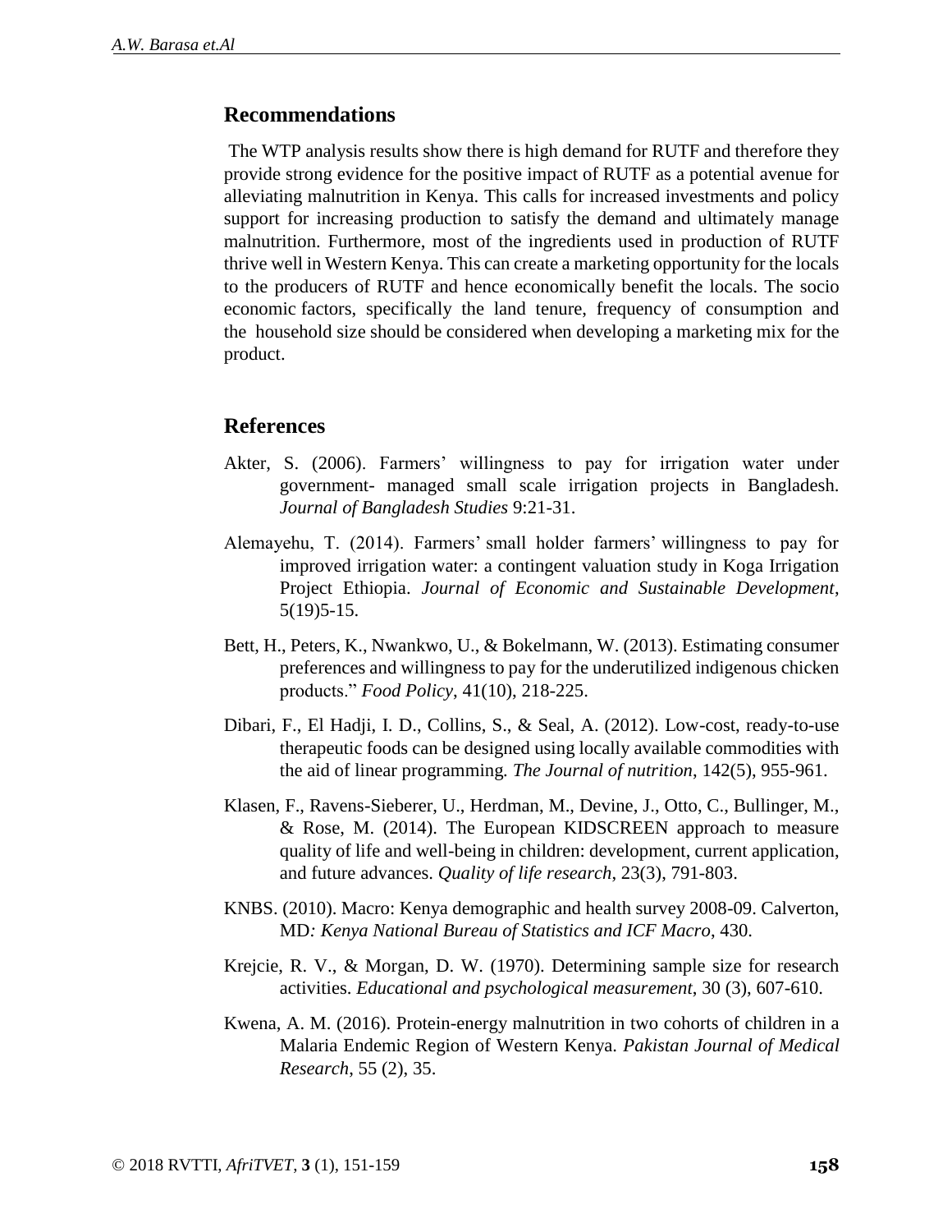## Recommendations

The WTP analysis results show there is high demand for RUTF and therefore they provide strong evidence for the positive impact of RUTF as a potential avenue for alleviating malnutrition in Kenya. This calls for increased investments and policy support for increasing production to satisfy the demand and ultimately manage malnutrition. Furthermore, most of the ingredients used in production of RUTF thrive well in Western Kenya. This can create a marketing opportunity for the locals to the producers of RUTF and hence economically benefit the locals. The socio economic factors, specifically the land tenure, frequency of consumption and the household size should be considered when developing a marketing mix for the product.

## References

Akter, S. (2006). Farmers' willingness to pay for irrigation water under government- managed small scale irrigation projects in Bangladesh. *Journal of Bangladesh Studies* 9:21-31.

Alemayehu, T. (2014). Farmers' small holder farmers' willingness to pay for improved irrigation water: a contingent valuation study in Koga Irrigation Project Ethiopia. *Journal of Economic and Sustainable Development*, 5(19)5-15.

Bett, H., Peters, K., Nwankwo, U., & Bokelmann, W. (2013). Estimating consumer preferences and willingness to pay for the underutilized indigenous chicken products." *Food Policy*, 41(10), 218-225.

Dibari, F., El Hadji, I. D., Collins, S., & Seal, A. (2012). Low-cost, ready-to-use therapeutic foods can be designed using locally available commodities with the aid of linear programming. *The Journal of nutrition*, 142(5), 955-961.

Klasen, F., Ravens-Sieberer, U., Herdman, M., Devine, J., Otto, C., Bullinger, M., & Rose, M. (2014). The European KIDSCREEN approach to measure quality of life and well-being in children: development, current application, and future advances. *Quality of life research*, 23(3), 791-803.

KNBS. (2010). Macro: Kenya demographic and health survey 2008-09. Calverton, MD*: Kenya National Bureau of Statistics and ICF Macro*, 430.

Krejcie, R. V., & Morgan, D. W. (1970). Determining sample size for research activities. *Educational and psychological measurement*, 30 (3), 607-610.

Kwena, A. M. (2016). Protein-energy malnutrition in two cohorts of children in a Malaria Endemic Region of Western Kenya. *Pakistan Journal of Medical Research*, 55 (2), 35.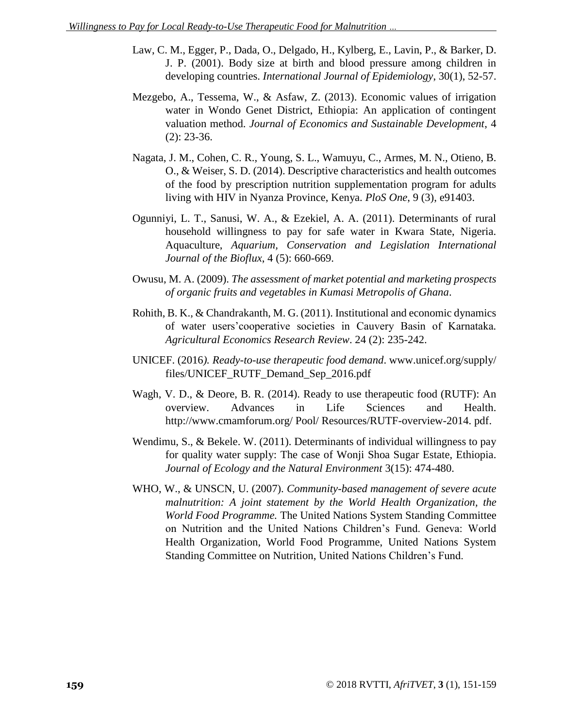Law, C. M., Egger, P., Dada, O., Delgado, H., Kylberg, E., Lavin, P., & Barker, D. J. P. (2001). Body size at birth and blood pressure among children in developing countries. *International Journal of Epidemiology*, 30(1), 52-57.

Mezgebo, A., Tessema, W., & Asfaw, Z. (2013). Economic values of irrigation water in Wondo Genet District, Ethiopia: An application of contingent valuation method. *Journal of Economics and Sustainable Development*, 4 (2): 23-36.

Nagata, J. M., Cohen, C. R., Young, S. L., Wamuyu, C., Armes, M. N., Otieno, B. O., & Weiser, S. D. (2014). Descriptive characteristics and health outcomes of the food by prescription nutrition supplementation program for adults living with HIV in Nyanza Province, Kenya. *PloS One*, 9 (3), e91403.

Ogunniyi, L. T., Sanusi, W. A., & Ezekiel, A. A. (2011). Determinants of rural household willingness to pay for safe water in Kwara State, Nigeria. Aquaculture, *Aquarium, Conservation and Legislation International Journal of the Bioflux*, 4 (5): 660-669.

Owusu, M. A. (2009). *The assessment of market potential and marketing prospects of organic fruits and vegetables in Kumasi Metropolis of Ghana*.

Rohith, B. K., & Chandrakanth, M. G. (2011). Institutional and economic dynamics of water users'cooperative societies in Cauvery Basin of Karnataka. *Agricultural Economics Research Review*. 24 (2): 235-242.

UNICEF. (2016*). Ready-to-use therapeutic food demand*. www.unicef.org/supply/ files/UNICEF_RUTF_Demand_Sep_2016.pdf

Wagh, V. D., & Deore, B. R. (2014). Ready to use therapeutic food (RUTF): An overview. Advances in Life Sciences and Health. http://www.cmamforum.org/ Pool/ Resources/RUTF-overview-2014. pdf.

Wendimu, S., & Bekele. W. (2011). Determinants of individual willingness to pay for quality water supply: The case of Wonji Shoa Sugar Estate, Ethiopia. *Journal of Ecology and the Natural Environment* 3(15): 474-480.

WHO, W., & UNSCN, U. (2007). *Community-based management of severe acute malnutrition: A joint statement by the World Health Organization, the World Food Programme.* The United Nations System Standing Committee on Nutrition and the United Nations Children's Fund. Geneva: World Health Organization, World Food Programme, United Nations System Standing Committee on Nutrition, United Nations Children's Fund.